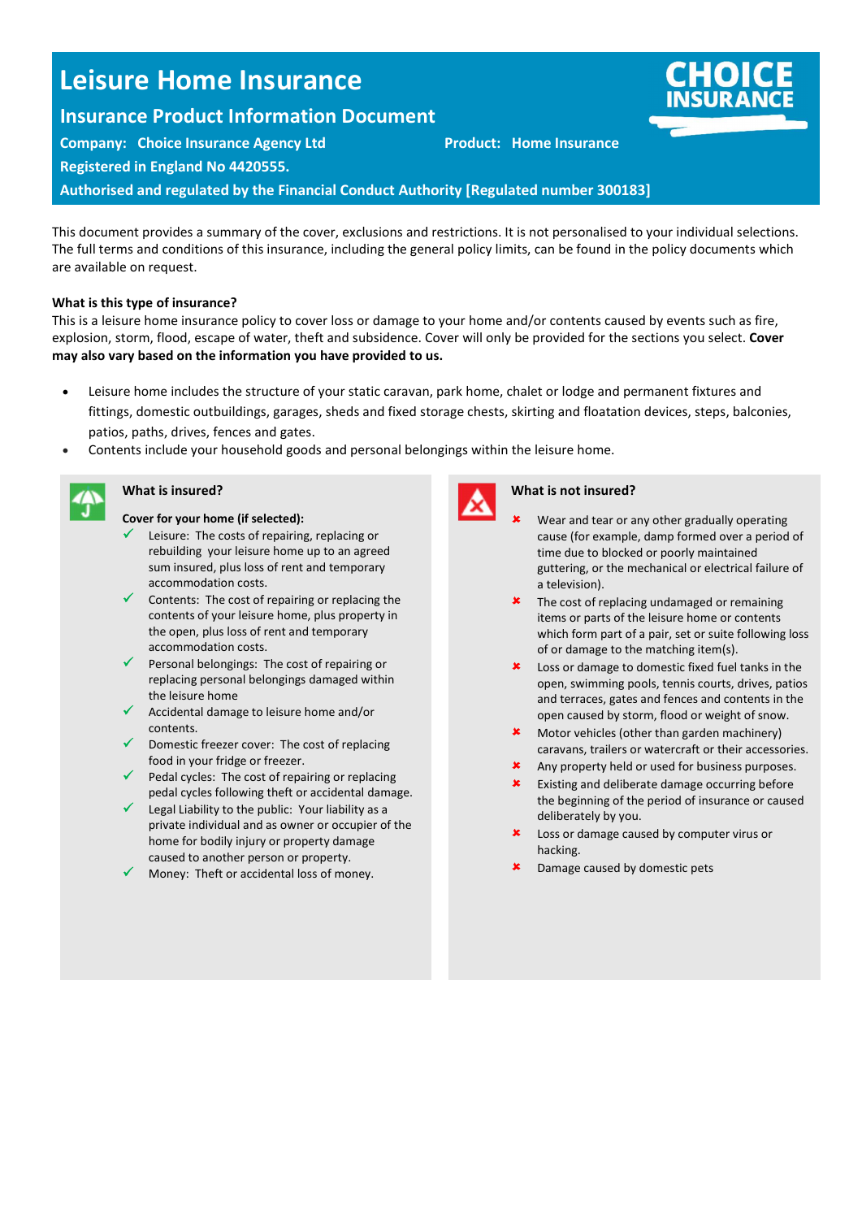# Leisure Home Insurance

## Insurance Product Information Document

**Company: Choice Insurance Agency Ltd** **Product: Home Insurance**

**Registered in England No 4420555.**

**Authorised and regulated by the Financial Conduct Authority [Regulated number 300183]**

This document provides a summary of the cover, exclusions and restrictions. It is not personalised to your individual selections. The full terms and conditions of this insurance, including the general policy limits, can be found in the policy documents which are available on request.

**What is this type of insurance?**

This is a leisure home insurance policy to cover loss or damage to your home and/or contents caused by events such as fire, explosion, storm, flood, escape of water, theft and subsidence. Cover will only be provided for the sections you select. **Cover may also vary based on the information you have provided to us.**

- Leisure home includes the structure of your static caravan, park home, chalet or lodge and permanent fixtures and fittings, domestic outbuildings, garages, sheds and fixed storage chests, skirting and floatation devices, steps, balconies, patios, paths, drives, fences and gates.
- Contents include your household goods and personal belongings within the leisure home.

### What is insured?

**Cover for your home (if selected):**

- ✓ Leisure: The costs of repairing, replacing or rebuilding your leisure home up to an agreed sum insured, plus loss of rent and temporary accommodation costs.
- ✓ Contents: The cost of repairing or replacing the contents of your leisure home, plus property in the open, plus loss of rent and temporary accommodation costs.
- ✓ Personal belongings: The cost of repairing or replacing personal belongings damaged within the leisure home
- ✓ Accidental damage to leisure home and/or contents.
- ✓ Domestic freezer cover: The cost of replacing food in your fridge or freezer.
- ✓ Pedal cycles: The cost of repairing or replacing pedal cycles following theft or accidental damage.
- ✓ Legal Liability to the public: Your liability as a private individual and as owner or occupier of the home for bodily injury or property damage caused to another person or property.
- ✓ Money: Theft or accidental loss of money.

### What is not insured?

- ✘ Wear and tear or any other gradually operating cause (for example, damp formed over a period of time due to blocked or poorly maintained guttering, or the mechanical or electrical failure of a television).
- ✘ The cost of replacing undamaged or remaining items or parts of the leisure home or contents which form part of a pair, set or suite following loss of or damage to the matching item(s).
- ✘ Loss or damage to domestic fixed fuel tanks in the open, swimming pools, tennis courts, drives, patios and terraces, gates and fences and contents in the open caused by storm, flood or weight of snow.
- ✘ Motor vehicles (other than garden machinery) caravans, trailers or watercraft or their accessories.
- ✘ Any property held or used for business purposes.
- ✘ Existing and deliberate damage occurring before the beginning of the period of insurance or caused deliberately by you.
- ✘ Loss or damage caused by computer virus or hacking.
- ✘ Damage caused by domestic pets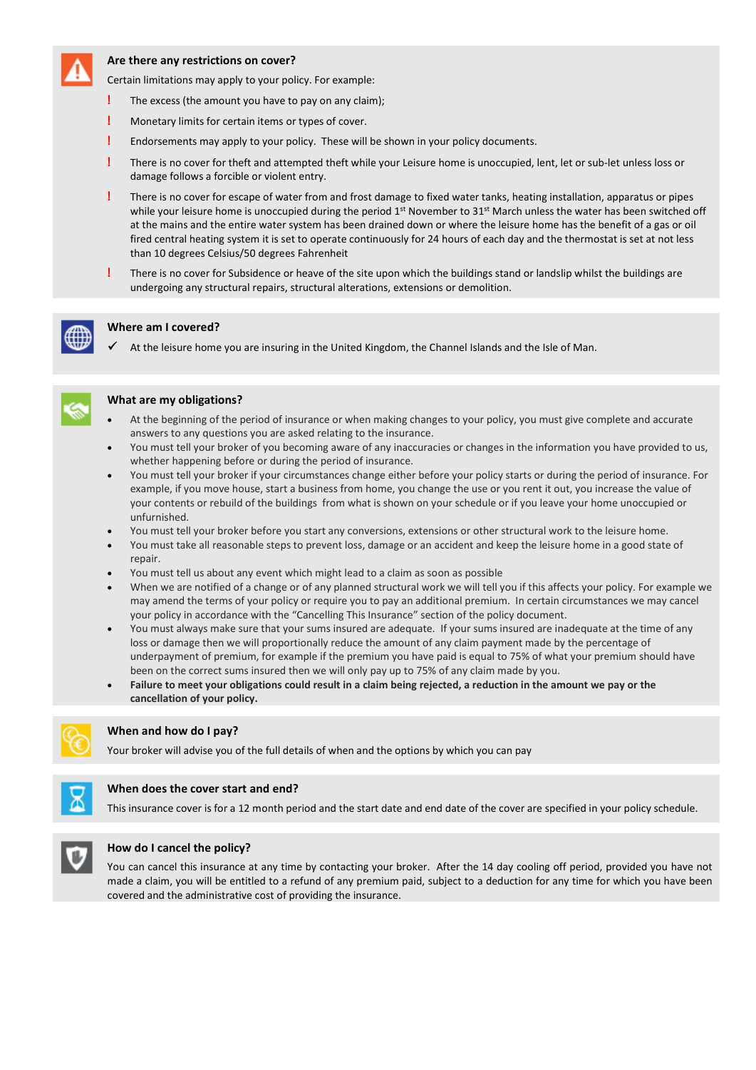## Are there any restrictions on cover?

Certain limitations may apply to your policy. For example:

- ! The excess (the amount you have to pay on any claim);
- ! Monetary limits for certain items or types of cover.
- ! Endorsements may apply to your policy. These will be shown in your policy documents.
- ! There is no cover for theft and attempted theft while your Leisure home is unoccupied, lent, let or sub-let unless loss or damage follows a forcible or violent entry.
- ! There is no cover for escape of water from and frost damage to fixed water tanks, heating installation, apparatus or pipes while your leisure home is unoccupied during the period 1st November to 31st March unless the water has been switched off at the mains and the entire water system has been drained down or where the leisure home has the benefit of a gas or oil fired central heating system it is set to operate continuously for 24 hours of each day and the thermostat is set at not less than 10 degrees Celsius/50 degrees Fahrenheit
- ! There is no cover for Subsidence or heave of the site upon which the buildings stand or landslip whilst the buildings are undergoing any structural repairs, structural alterations, extensions or demolition.

## Where am I covered?

- ✓ At the leisure home you are insuring in the United Kingdom, the Channel Islands and the Isle of Man.

## What are my obligations?

- At the beginning of the period of insurance or when making changes to your policy, you must give complete and accurate answers to any questions you are asked relating to the insurance.
- You must tell your broker of you becoming aware of any inaccuracies or changes in the information you have provided to us, whether happening before or during the period of insurance.
- You must tell your broker if your circumstances change either before your policy starts or during the period of insurance. For example, if you move house, start a business from home, you change the use or you rent it out, you increase the value of your contents or rebuild of the buildings from what is shown on your schedule or if you leave your home unoccupied or unfurnished.
- You must tell your broker before you start any conversions, extensions or other structural work to the leisure home.
- You must take all reasonable steps to prevent loss, damage or an accident and keep the leisure home in a good state of repair.
- You must tell us about any event which might lead to a claim as soon as possible
- When we are notified of a change or of any planned structural work we will tell you if this affects your policy. For example we may amend the terms of your policy or require you to pay an additional premium. In certain circumstances we may cancel your policy in accordance with the "Cancelling This Insurance" section of the policy document.
- You must always make sure that your sums insured are adequate. If your sums insured are inadequate at the time of any loss or damage then we will proportionally reduce the amount of any claim payment made by the percentage of underpayment of premium, for example if the premium you have paid is equal to 75% of what your premium should have been on the correct sums insured then we will only pay up to 75% of any claim made by you.
- **Failure to meet your obligations could result in a claim being rejected, a reduction in the amount we pay or the cancellation of your policy.**

## When and how do I pay?

Your broker will advise you of the full details of when and the options by which you can pay

## When does the cover start and end?

This insurance cover is for a 12 month period and the start date and end date of the cover are specified in your policy schedule.

## How do I cancel the policy?

You can cancel this insurance at any time by contacting your broker. After the 14 day cooling off period, provided you have not made a claim, you will be entitled to a refund of any premium paid, subject to a deduction for any time for which you have been covered and the administrative cost of providing the insurance.